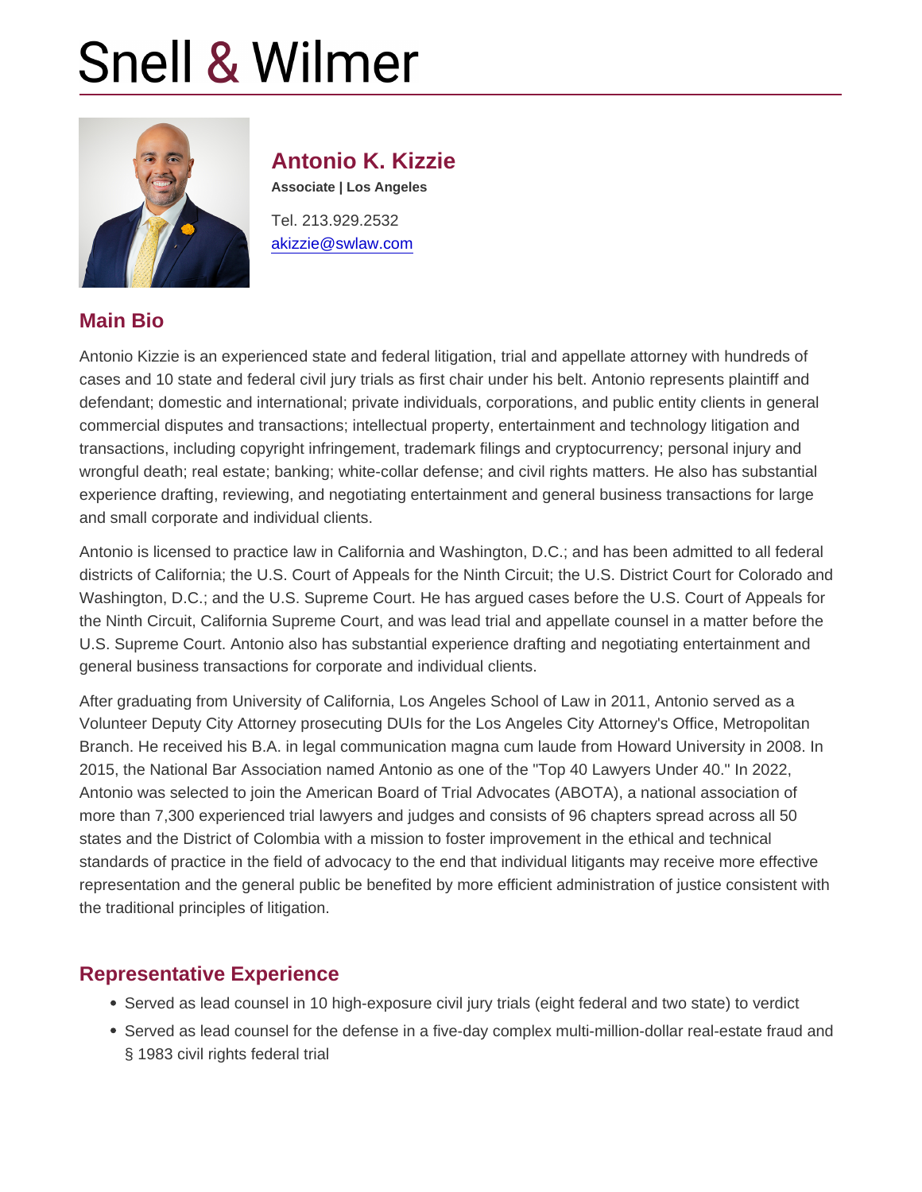# Snell & Wilmer

## Antonio K. Kizzie

**Associate | Los Angeles**

Tel. 213.929.2532
akizzie@swlaw.com

## Main Bio

Antonio Kizzie is an experienced state and federal litigation, trial and appellate attorney with hundreds of cases and 10 state and federal civil jury trials as first chair under his belt. Antonio represents plaintiff and defendant; domestic and international; private individuals, corporations, and public entity clients in general commercial disputes and transactions; intellectual property, entertainment and technology litigation and transactions, including copyright infringement, trademark filings and cryptocurrency; personal injury and wrongful death; real estate; banking; white-collar defense; and civil rights matters. He also has substantial experience drafting, reviewing, and negotiating entertainment and general business transactions for large and small corporate and individual clients.

Antonio is licensed to practice law in California and Washington, D.C.; and has been admitted to all federal districts of California; the U.S. Court of Appeals for the Ninth Circuit; the U.S. District Court for Colorado and Washington, D.C.; and the U.S. Supreme Court. He has argued cases before the U.S. Court of Appeals for the Ninth Circuit, California Supreme Court, and was lead trial and appellate counsel in a matter before the U.S. Supreme Court. Antonio also has substantial experience drafting and negotiating entertainment and general business transactions for corporate and individual clients.

After graduating from University of California, Los Angeles School of Law in 2011, Antonio served as a Volunteer Deputy City Attorney prosecuting DUIs for the Los Angeles City Attorney's Office, Metropolitan Branch. He received his B.A. in legal communication magna cum laude from Howard University in 2008. In 2015, the National Bar Association named Antonio as one of the "Top 40 Lawyers Under 40." In 2022, Antonio was selected to join the American Board of Trial Advocates (ABOTA), a national association of more than 7,300 experienced trial lawyers and judges and consists of 96 chapters spread across all 50 states and the District of Colombia with a mission to foster improvement in the ethical and technical standards of practice in the field of advocacy to the end that individual litigants may receive more effective representation and the general public be benefited by more efficient administration of justice consistent with the traditional principles of litigation.

## Representative Experience

- Served as lead counsel in 10 high-exposure civil jury trials (eight federal and two state) to verdict
- Served as lead counsel for the defense in a five-day complex multi-million-dollar real-estate fraud and § 1983 civil rights federal trial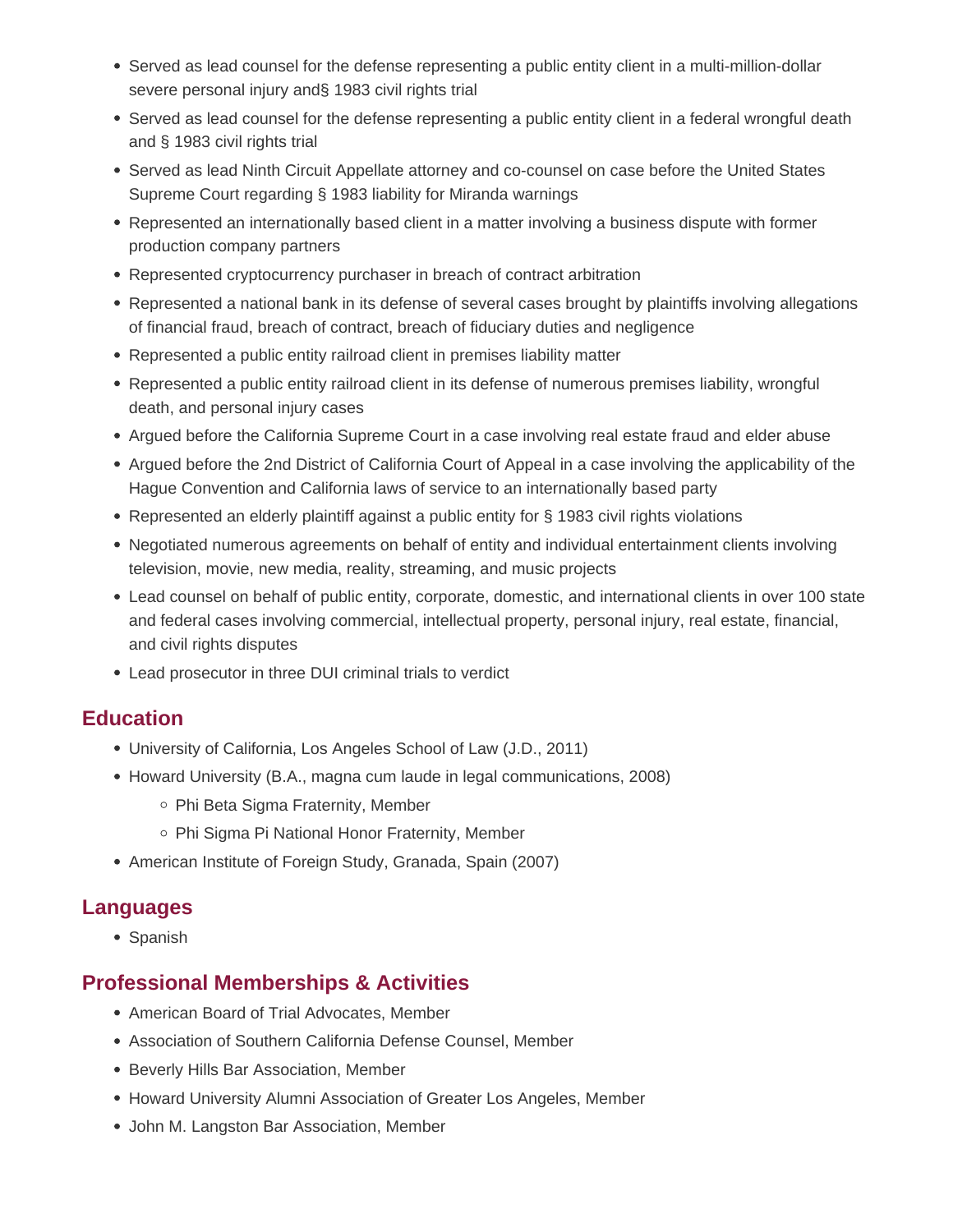- Served as lead counsel for the defense representing a public entity client in a multi-million-dollar severe personal injury and§ 1983 civil rights trial
- Served as lead counsel for the defense representing a public entity client in a federal wrongful death and § 1983 civil rights trial
- Served as lead Ninth Circuit Appellate attorney and co-counsel on case before the United States Supreme Court regarding § 1983 liability for Miranda warnings
- Represented an internationally based client in a matter involving a business dispute with former production company partners
- Represented cryptocurrency purchaser in breach of contract arbitration
- Represented a national bank in its defense of several cases brought by plaintiffs involving allegations of financial fraud, breach of contract, breach of fiduciary duties and negligence
- Represented a public entity railroad client in premises liability matter
- Represented a public entity railroad client in its defense of numerous premises liability, wrongful death, and personal injury cases
- Argued before the California Supreme Court in a case involving real estate fraud and elder abuse
- Argued before the 2nd District of California Court of Appeal in a case involving the applicability of the Hague Convention and California laws of service to an internationally based party
- Represented an elderly plaintiff against a public entity for § 1983 civil rights violations
- Negotiated numerous agreements on behalf of entity and individual entertainment clients involving television, movie, new media, reality, streaming, and music projects
- Lead counsel on behalf of public entity, corporate, domestic, and international clients in over 100 state and federal cases involving commercial, intellectual property, personal injury, real estate, financial, and civil rights disputes
- Lead prosecutor in three DUI criminal trials to verdict

## Education

- University of California, Los Angeles School of Law (J.D., 2011)
- Howard University (B.A., magna cum laude in legal communications, 2008)
  - Phi Beta Sigma Fraternity, Member
  - Phi Sigma Pi National Honor Fraternity, Member
- American Institute of Foreign Study, Granada, Spain (2007)

## Languages

- Spanish

## Professional Memberships & Activities

- American Board of Trial Advocates, Member
- Association of Southern California Defense Counsel, Member
- Beverly Hills Bar Association, Member
- Howard University Alumni Association of Greater Los Angeles, Member
- John M. Langston Bar Association, Member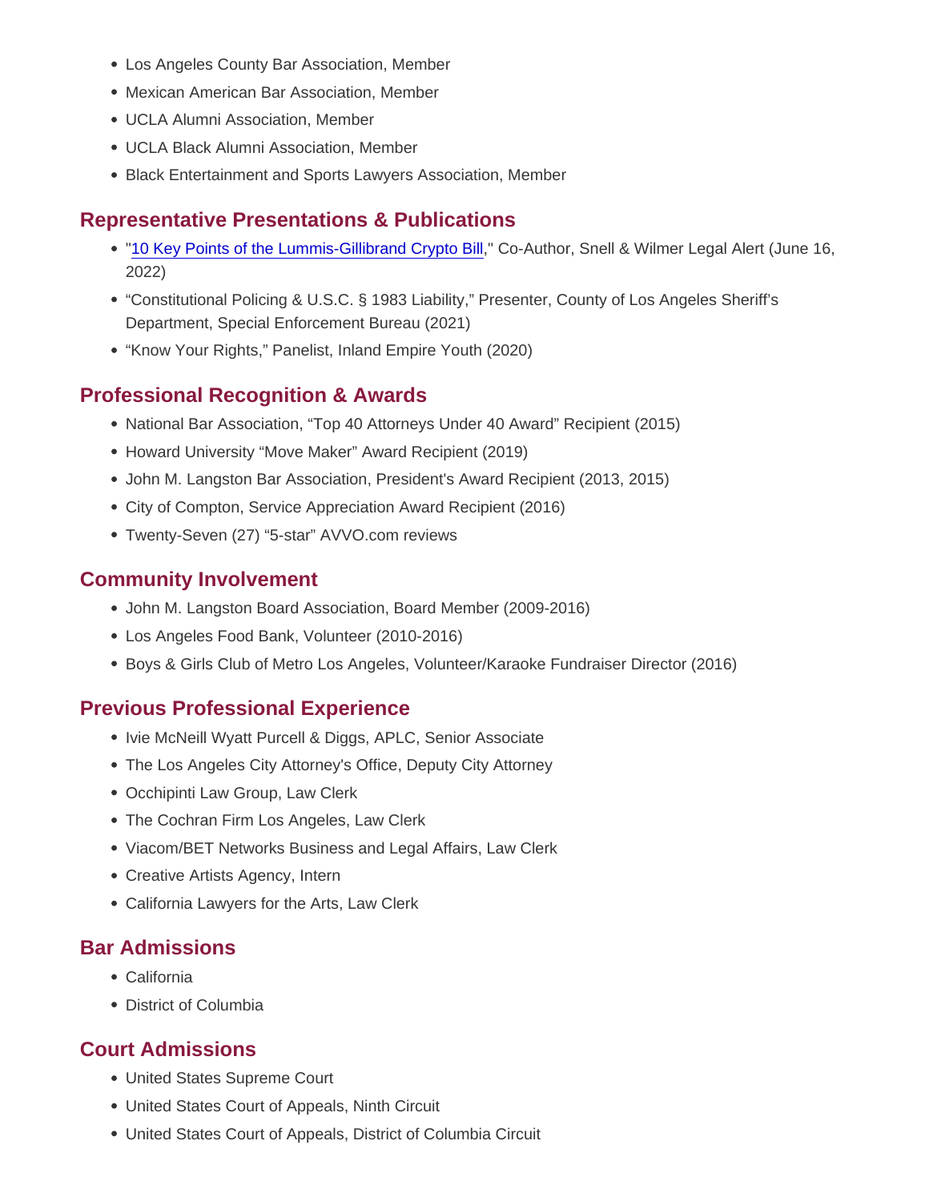- Los Angeles County Bar Association, Member
- Mexican American Bar Association, Member
- UCLA Alumni Association, Member
- UCLA Black Alumni Association, Member
- Black Entertainment and Sports Lawyers Association, Member

## Representative Presentations & Publications

- "10 Key Points of the Lummis-Gillibrand Crypto Bill," Co-Author, Snell & Wilmer Legal Alert (June 16, 2022)
- "Constitutional Policing & U.S.C. § 1983 Liability," Presenter, County of Los Angeles Sheriff's Department, Special Enforcement Bureau (2021)
- "Know Your Rights," Panelist, Inland Empire Youth (2020)

## Professional Recognition & Awards

- National Bar Association, "Top 40 Attorneys Under 40 Award" Recipient (2015)
- Howard University "Move Maker" Award Recipient (2019)
- John M. Langston Bar Association, President's Award Recipient (2013, 2015)
- City of Compton, Service Appreciation Award Recipient (2016)
- Twenty-Seven (27) "5-star" AVVO.com reviews

## Community Involvement

- John M. Langston Board Association, Board Member (2009-2016)
- Los Angeles Food Bank, Volunteer (2010-2016)
- Boys & Girls Club of Metro Los Angeles, Volunteer/Karaoke Fundraiser Director (2016)

## Previous Professional Experience

- Ivie McNeill Wyatt Purcell & Diggs, APLC, Senior Associate
- The Los Angeles City Attorney's Office, Deputy City Attorney
- Occhipinti Law Group, Law Clerk
- The Cochran Firm Los Angeles, Law Clerk
- Viacom/BET Networks Business and Legal Affairs, Law Clerk
- Creative Artists Agency, Intern
- California Lawyers for the Arts, Law Clerk

## Bar Admissions

- California
- District of Columbia

## Court Admissions

- United States Supreme Court
- United States Court of Appeals, Ninth Circuit
- United States Court of Appeals, District of Columbia Circuit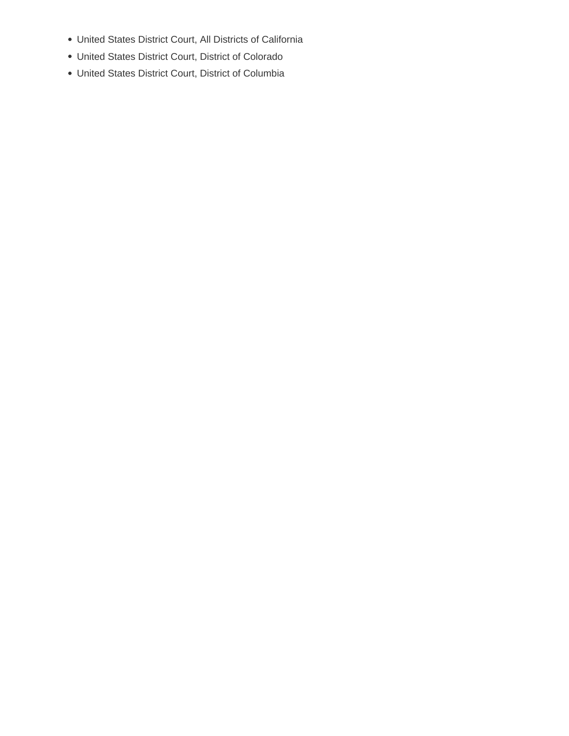- United States District Court, All Districts of California
- United States District Court, District of Colorado
- United States District Court, District of Columbia